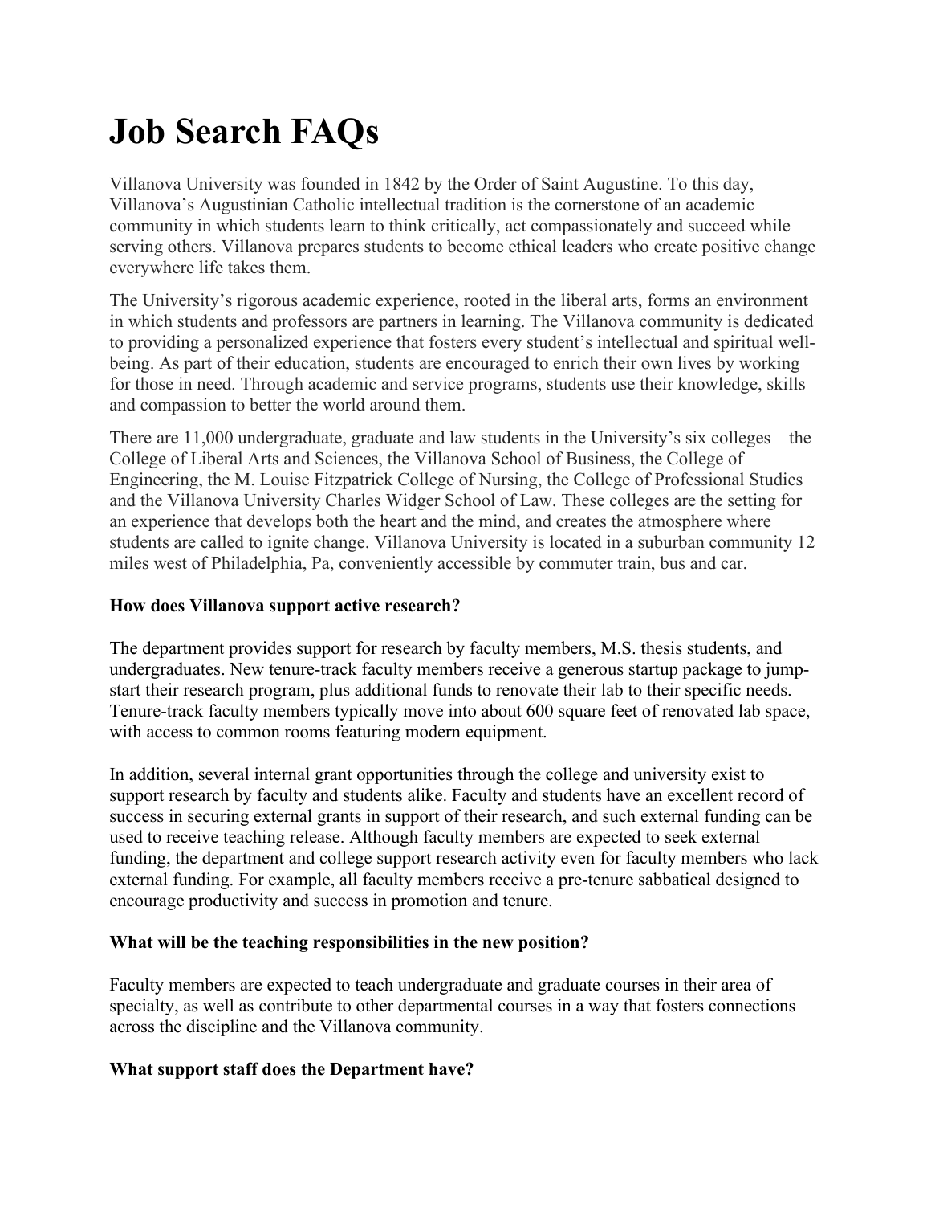# Job Search FAQs

Villanova University was founded in 1842 by the Order of Saint Augustine. To this day, Villanova's Augustinian Catholic intellectual tradition is the cornerstone of an academic community in which students learn to think critically, act compassionately and succeed while serving others. Villanova prepares students to become ethical leaders who create positive change everywhere life takes them.

The University's rigorous academic experience, rooted in the liberal arts, forms an environment in which students and professors are partners in learning. The Villanova community is dedicated to providing a personalized experience that fosters every student's intellectual and spiritual well-being. As part of their education, students are encouraged to enrich their own lives by working for those in need. Through academic and service programs, students use their knowledge, skills and compassion to better the world around them.

There are 11,000 undergraduate, graduate and law students in the University's six colleges—the College of Liberal Arts and Sciences, the Villanova School of Business, the College of Engineering, the M. Louise Fitzpatrick College of Nursing, the College of Professional Studies and the Villanova University Charles Widger School of Law. These colleges are the setting for an experience that develops both the heart and the mind, and creates the atmosphere where students are called to ignite change. Villanova University is located in a suburban community 12 miles west of Philadelphia, Pa, conveniently accessible by commuter train, bus and car.

**How does Villanova support active research?**

The department provides support for research by faculty members, M.S. thesis students, and undergraduates. New tenure-track faculty members receive a generous startup package to jump-start their research program, plus additional funds to renovate their lab to their specific needs. Tenure-track faculty members typically move into about 600 square feet of renovated lab space, with access to common rooms featuring modern equipment.

In addition, several internal grant opportunities through the college and university exist to support research by faculty and students alike. Faculty and students have an excellent record of success in securing external grants in support of their research, and such external funding can be used to receive teaching release. Although faculty members are expected to seek external funding, the department and college support research activity even for faculty members who lack external funding. For example, all faculty members receive a pre-tenure sabbatical designed to encourage productivity and success in promotion and tenure.

**What will be the teaching responsibilities in the new position?**

Faculty members are expected to teach undergraduate and graduate courses in their area of specialty, as well as contribute to other departmental courses in a way that fosters connections across the discipline and the Villanova community.

**What support staff does the Department have?**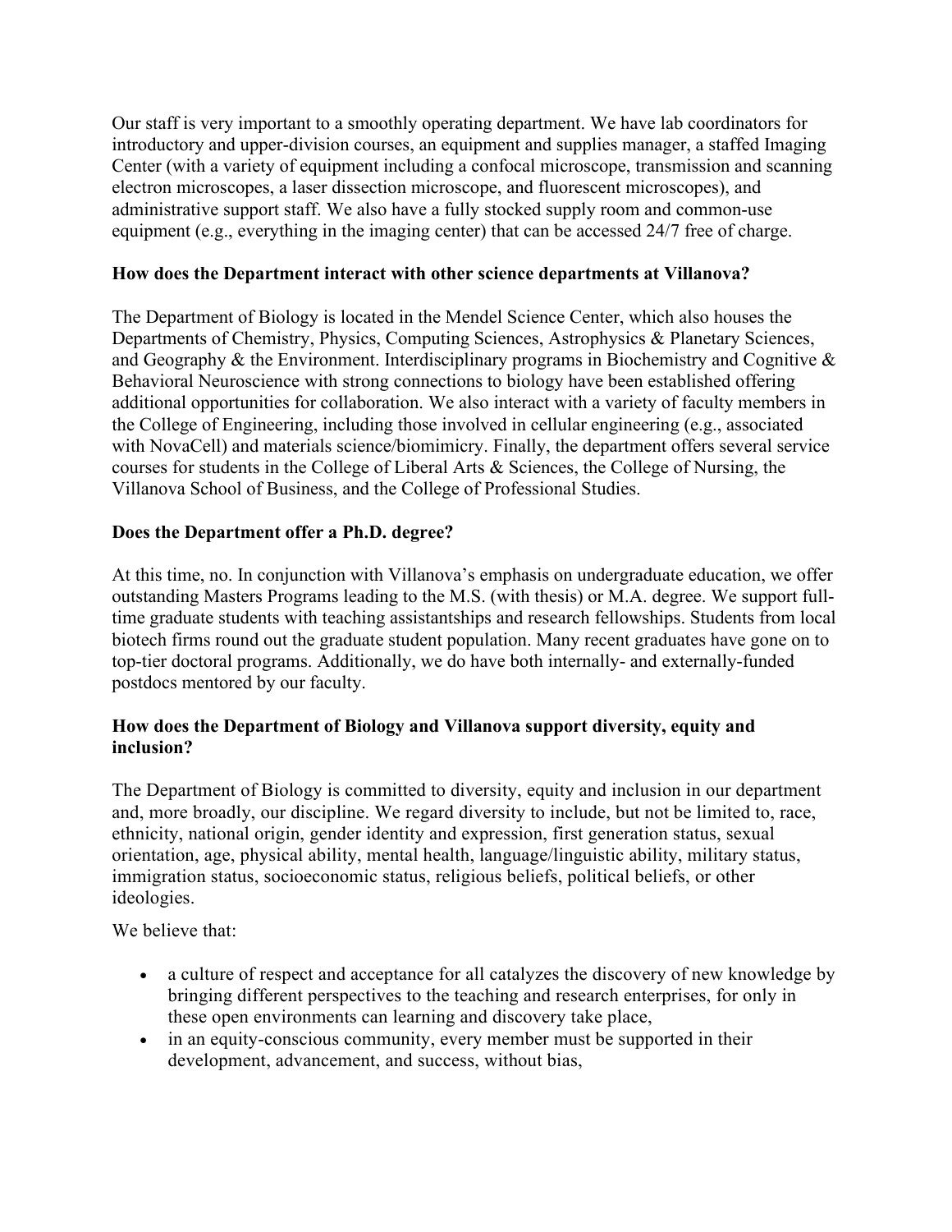Our staff is very important to a smoothly operating department. We have lab coordinators for introductory and upper-division courses, an equipment and supplies manager, a staffed Imaging Center (with a variety of equipment including a confocal microscope, transmission and scanning electron microscopes, a laser dissection microscope, and fluorescent microscopes), and administrative support staff. We also have a fully stocked supply room and common-use equipment (e.g., everything in the imaging center) that can be accessed 24/7 free of charge.

**How does the Department interact with other science departments at Villanova?**

The Department of Biology is located in the Mendel Science Center, which also houses the Departments of Chemistry, Physics, Computing Sciences, Astrophysics & Planetary Sciences, and Geography & the Environment. Interdisciplinary programs in Biochemistry and Cognitive & Behavioral Neuroscience with strong connections to biology have been established offering additional opportunities for collaboration. We also interact with a variety of faculty members in the College of Engineering, including those involved in cellular engineering (e.g., associated with NovaCell) and materials science/biomimicry. Finally, the department offers several service courses for students in the College of Liberal Arts & Sciences, the College of Nursing, the Villanova School of Business, and the College of Professional Studies.

**Does the Department offer a Ph.D. degree?**

At this time, no. In conjunction with Villanova's emphasis on undergraduate education, we offer outstanding Masters Programs leading to the M.S. (with thesis) or M.A. degree. We support full-time graduate students with teaching assistantships and research fellowships. Students from local biotech firms round out the graduate student population. Many recent graduates have gone on to top-tier doctoral programs. Additionally, we do have both internally- and externally-funded postdocs mentored by our faculty.

**How does the Department of Biology and Villanova support diversity, equity and inclusion?**

The Department of Biology is committed to diversity, equity and inclusion in our department and, more broadly, our discipline. We regard diversity to include, but not be limited to, race, ethnicity, national origin, gender identity and expression, first generation status, sexual orientation, age, physical ability, mental health, language/linguistic ability, military status, immigration status, socioeconomic status, religious beliefs, political beliefs, or other ideologies.

We believe that:

- a culture of respect and acceptance for all catalyzes the discovery of new knowledge by bringing different perspectives to the teaching and research enterprises, for only in these open environments can learning and discovery take place,
- in an equity-conscious community, every member must be supported in their development, advancement, and success, without bias,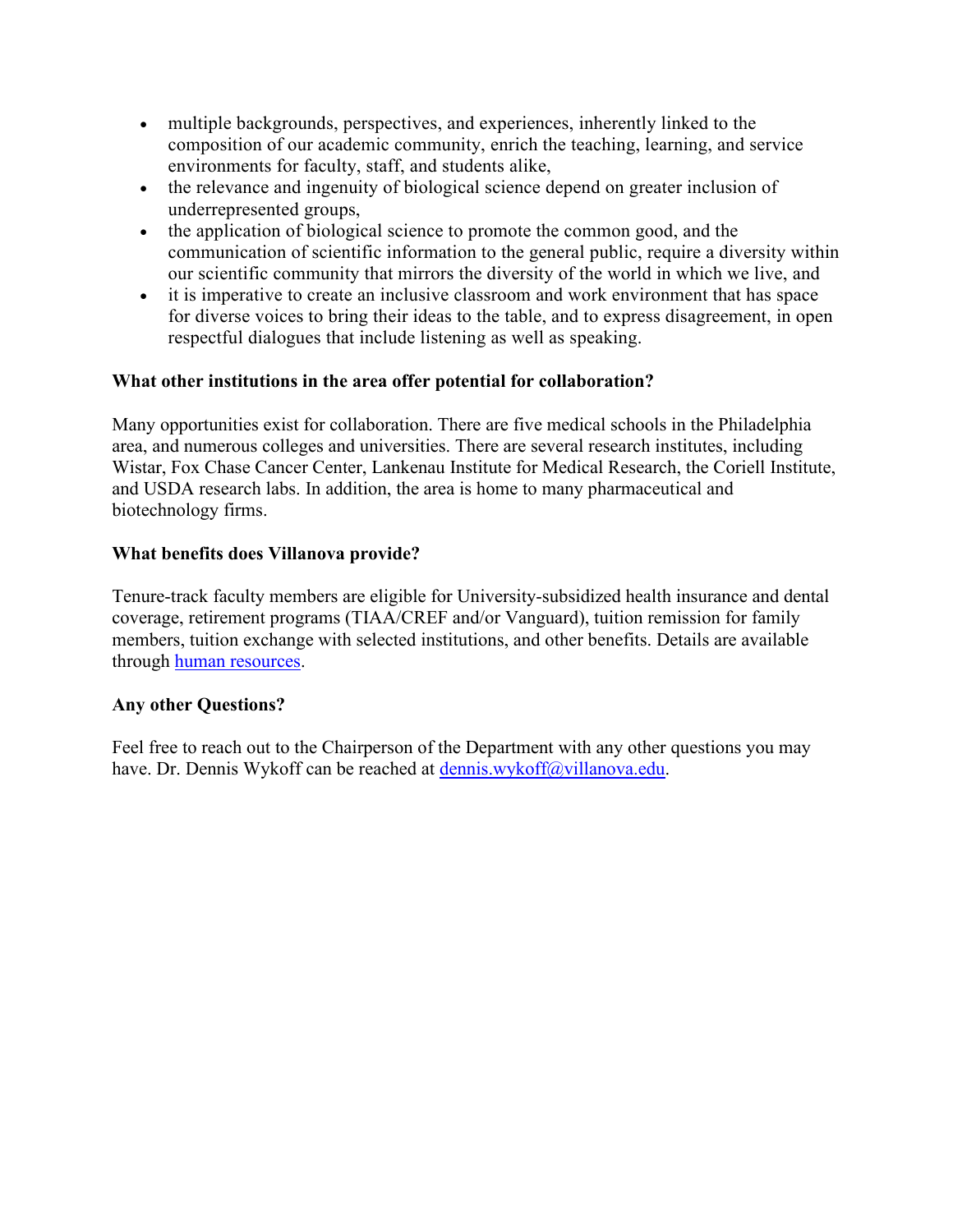- multiple backgrounds, perspectives, and experiences, inherently linked to the composition of our academic community, enrich the teaching, learning, and service environments for faculty, staff, and students alike,
- the relevance and ingenuity of biological science depend on greater inclusion of underrepresented groups,
- the application of biological science to promote the common good, and the communication of scientific information to the general public, require a diversity within our scientific community that mirrors the diversity of the world in which we live, and
- it is imperative to create an inclusive classroom and work environment that has space for diverse voices to bring their ideas to the table, and to express disagreement, in open respectful dialogues that include listening as well as speaking.

**What other institutions in the area offer potential for collaboration?**

Many opportunities exist for collaboration. There are five medical schools in the Philadelphia area, and numerous colleges and universities. There are several research institutes, including Wistar, Fox Chase Cancer Center, Lankenau Institute for Medical Research, the Coriell Institute, and USDA research labs. In addition, the area is home to many pharmaceutical and biotechnology firms.

**What benefits does Villanova provide?**

Tenure-track faculty members are eligible for University-subsidized health insurance and dental coverage, retirement programs (TIAA/CREF and/or Vanguard), tuition remission for family members, tuition exchange with selected institutions, and other benefits. Details are available through human resources.

**Any other Questions?**

Feel free to reach out to the Chairperson of the Department with any other questions you may have. Dr. Dennis Wykoff can be reached at dennis.wykoff@villanova.edu.